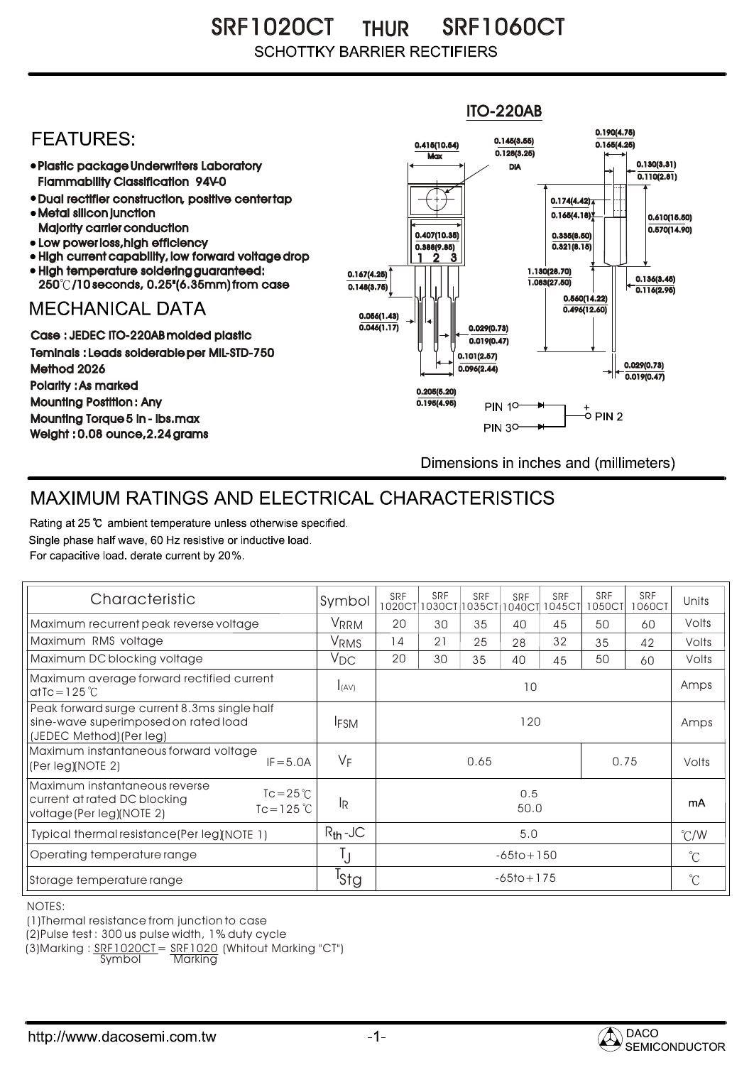# SRF1020CT THUR SRF1060CT

SCHOTTKY BARRIER RECTIFIERS

ITO-220AB

## FEATURES:

- Plastic package Underwriters Laboratory Flammability Classification 94V-0
- Dual rectifier construction, positive center tap
- Metal silicon junction Majority carrier conduction
- Low power loss, high efficiency
- High current capability, low forward voltage drop
- High temperature soldering guaranteed: 250℃/10 seconds, 0.25"(6.35mm) from case

## MECHANICAL DATA

Case : JEDEC ITO-220AB molded plastic

Teminals : Leads solderable per MIL-STD-750 Method 2026

Polarity : As marked

Mounting Postition : Any

Mounting Torque 5 in - lbs.max

Weight : 0.08 ounce, 2.24 grams

Dimensions in inches and (millimeters)

## MAXIMUM RATINGS AND ELECTRICAL CHARACTERISTICS

Rating at 25 ℃ ambient temperature unless otherwise specified.
Single phase half wave, 60 Hz resistive or inductive load.
For capacitive load. derate current by 20%.

| Characteristic | Symbol | SRF 1020CT | SRF 1030CT | SRF 1035CT | SRF 1040CT | SRF 1045CT | SRF 1050CT | SRF 1060CT | Units |
|---|---|---|---|---|---|---|---|---|---|
| Maximum recurrent peak reverse voltage | $V_{RRM}$ | 20 | 30 | 35 | 40 | 45 | 50 | 60 | Volts |
| Maximum RMS voltage | $V_{RMS}$ | 14 | 21 | 25 | 28 | 32 | 35 | 42 | Volts |
| Maximum DC blocking voltage | $V_{DC}$ | 20 | 30 | 35 | 40 | 45 | 50 | 60 | Volts |
| Maximum average forward rectified current at Tc=125℃ | $I_{(AV)}$ | 10 | | | | | | | Amps |
| Peak forward surge current 8.3ms single half sine-wave superimposed on rated load (JEDEC Method)(Per leg) | $I_{FSM}$ | 120 | | | | | | | Amps |
| Maximum instantaneous forward voltage (Per leg)(NOTE 2) IF=5.0A | $V_F$ | 0.65 | | | | | 0.75 | | Volts |
| Maximum instantaneous reverse current at rated DC blocking voltage (Per leg)(NOTE 2) Tc=25℃ / Tc=125℃ | $I_R$ | 0.5 / 50.0 | | | | | | | mA |
| Typical thermal resistance (Per leg)(NOTE 1) | $R_{th}$-JC | 5.0 | | | | | | | ℃/W |
| Operating temperature range | $T_J$ | -65to+150 | | | | | | | ℃ |
| Storage temperature range | $T_{Stg}$ | -65to+175 | | | | | | | ℃ |

NOTES:

(1)Thermal resistance from junction to case

(2)Pulse test : 300 us pulse width, 1% duty cycle

(3)Marking : SRF1020CT = SRF1020 (Whitout Marking "CT")
Symbol Marking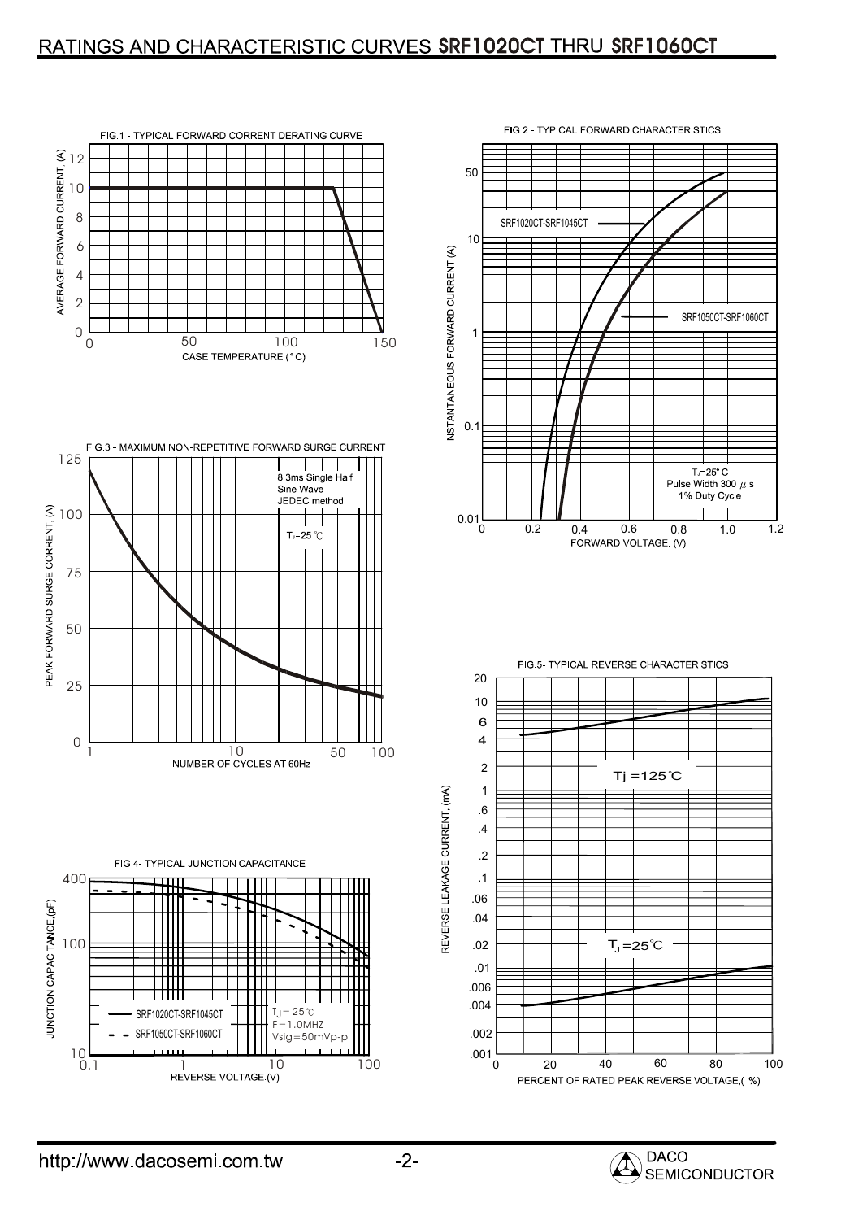# RATINGS AND CHARACTERISTIC CURVES SRF1020CT THRU SRF1060CT

FIG.1 - TYPICAL FORWARD CURRENT DERATING CURVE

AVERAGE FORWARD CURRENT, (A)

12
10
8
6
4
2
0

0 50 100 150

CASE TEMPERATURE.(°C)

FIG.2 - TYPICAL FORWARD CHARACTERISTICS

INSTANTANEOUS FORWARD CURRENT,(A)

50
10
1
0.1
0.01

SRF1020CT-SRF1045CT

SRF1050CT-SRF1060CT

$T_J$=25°C
Pulse Width 300 $\mu$ s
1% Duty Cycle

0 0.2 0.4 0.6 0.8 1.0 1.2

FORWARD VOLTAGE. (V)

FIG.3 - MAXIMUM NON-REPETITIVE FORWARD SURGE CURRENT

PEAK FORWARD SURGE CORRENT, (A)

125
100
75
50
25
0

8.3ms Single Half
Sine Wave
JEDEC method

$T_J$=25 ℃

1 10 50 100

NUMBER OF CYCLES AT 60Hz

FIG.4- TYPICAL JUNCTION CAPACITANCE

JUNCTION CAPACITANCE,(pF)

400
100
10

SRF1020CT-SRF1045CT
SRF1050CT-SRF1060CT

$T_J$= 25℃
F=1.0MHZ
Vsig=50mVp-p

0.1 1 10 100

REVERSE VOLTAGE.(V)

FIG.5- TYPICAL REVERSE CHARACTERISTICS

REVERSE LEAKAGE CURRENT, (mA)

20
10
6
4
2
1
.6
.4
.2
.1
.06
.04
.02
.01
.006
.004
.002
.001

Tj =125℃

$T_J$=25℃

0 20 40 60 80 100

PERCENT OF RATED PEAK REVERSE VOLTAGE,( %)

http://www.dacosemi.com.tw

DACO SEMICONDUCTOR